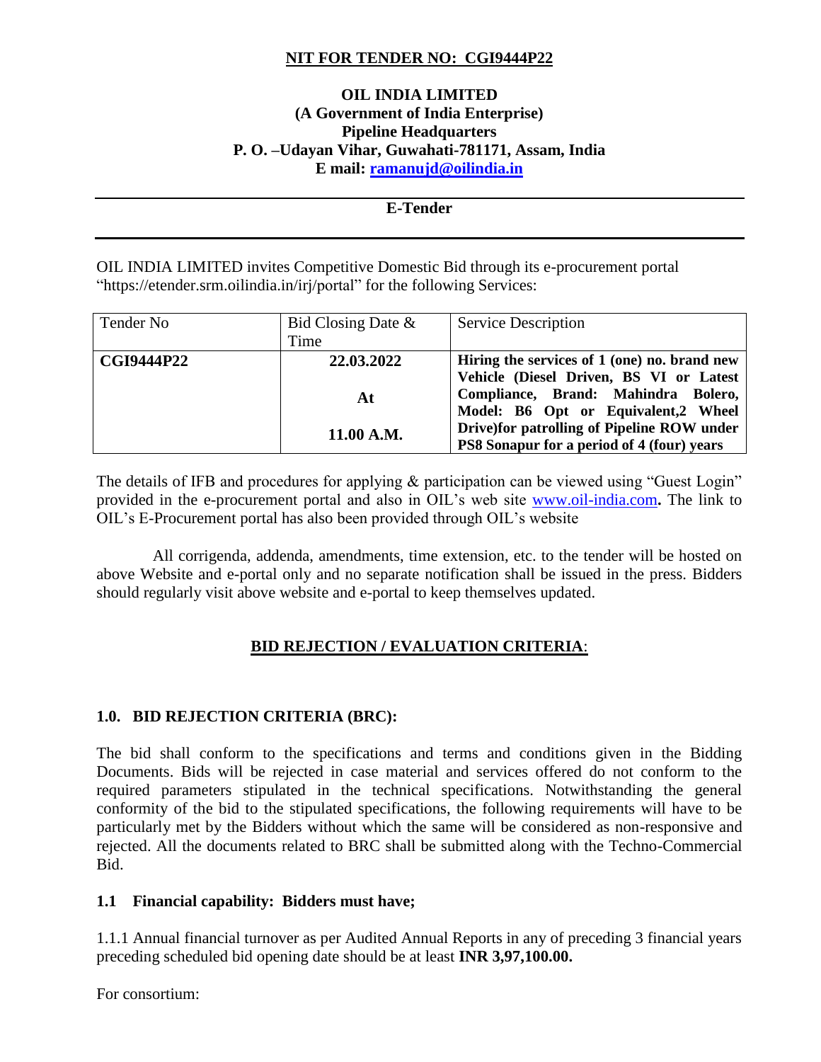**NIT FOR TENDER NO: CGI9444P22**

**OIL INDIA LIMITED**
**(A Government of India Enterprise)**
**Pipeline Headquarters**
**P. O. –Udayan Vihar, Guwahati-781171, Assam, India**
**E mail: ramanujd@oilindia.in**

---

**E-Tender**

---

OIL INDIA LIMITED invites Competitive Domestic Bid through its e-procurement portal "https://etender.srm.oilindia.in/irj/portal" for the following Services:

| Tender No | Bid Closing Date & Time | Service Description |
|---|---|---|
| **CGI9444P22** | **22.03.2022** <br> **At** <br> **11.00 A.M.** | **Hiring the services of 1 (one) no. brand new Vehicle (Diesel Driven, BS VI or Latest Compliance, Brand: Mahindra Bolero, Model: B6 Opt or Equivalent,2 Wheel Drive)for patrolling of Pipeline ROW under PS8 Sonapur for a period of 4 (four) years** |

The details of IFB and procedures for applying & participation can be viewed using "Guest Login" provided in the e-procurement portal and also in OIL's web site www.oil-india.com**.** The link to OIL's E-Procurement portal has also been provided through OIL's website

All corrigenda, addenda, amendments, time extension, etc. to the tender will be hosted on above Website and e-portal only and no separate notification shall be issued in the press. Bidders should regularly visit above website and e-portal to keep themselves updated.

## BID REJECTION / EVALUATION CRITERIA:

### 1.0. BID REJECTION CRITERIA (BRC):

The bid shall conform to the specifications and terms and conditions given in the Bidding Documents. Bids will be rejected in case material and services offered do not conform to the required parameters stipulated in the technical specifications. Notwithstanding the general conformity of the bid to the stipulated specifications, the following requirements will have to be particularly met by the Bidders without which the same will be considered as non-responsive and rejected. All the documents related to BRC shall be submitted along with the Techno-Commercial Bid.

### 1.1 Financial capability: Bidders must have;

1.1.1 Annual financial turnover as per Audited Annual Reports in any of preceding 3 financial years preceding scheduled bid opening date should be at least **INR 3,97,100.00.**

For consortium: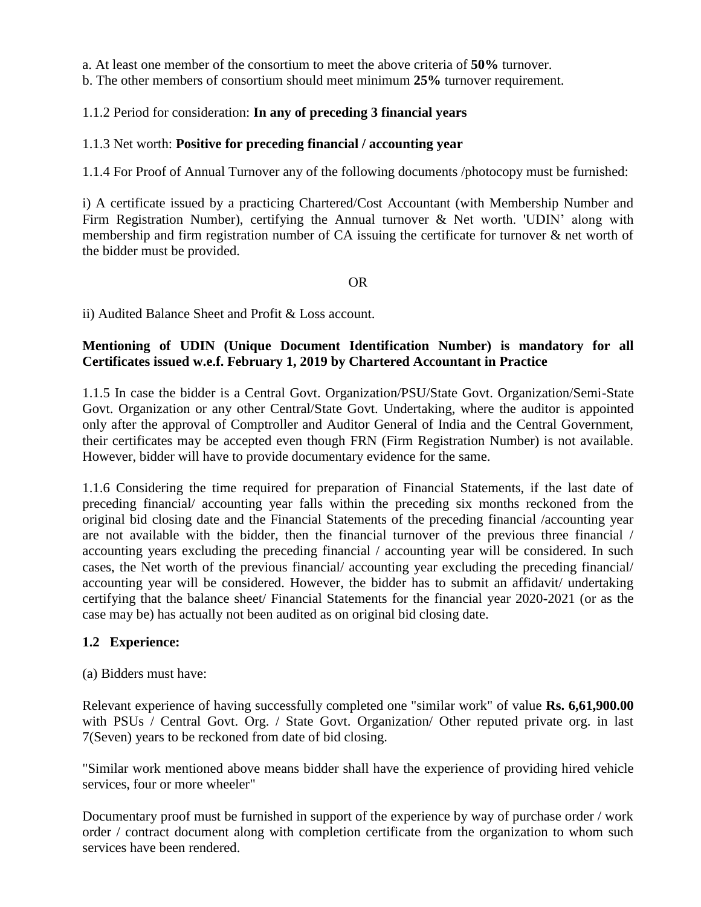a. At least one member of the consortium to meet the above criteria of **50%** turnover.

b. The other members of consortium should meet minimum **25%** turnover requirement.

1.1.2 Period for consideration: **In any of preceding 3 financial years**

1.1.3 Net worth: **Positive for preceding financial / accounting year**

1.1.4 For Proof of Annual Turnover any of the following documents /photocopy must be furnished:

i) A certificate issued by a practicing Chartered/Cost Accountant (with Membership Number and Firm Registration Number), certifying the Annual turnover & Net worth. 'UDIN' along with membership and firm registration number of CA issuing the certificate for turnover & net worth of the bidder must be provided.

OR

ii) Audited Balance Sheet and Profit & Loss account.

**Mentioning of UDIN (Unique Document Identification Number) is mandatory for all Certificates issued w.e.f. February 1, 2019 by Chartered Accountant in Practice**

1.1.5 In case the bidder is a Central Govt. Organization/PSU/State Govt. Organization/Semi-State Govt. Organization or any other Central/State Govt. Undertaking, where the auditor is appointed only after the approval of Comptroller and Auditor General of India and the Central Government, their certificates may be accepted even though FRN (Firm Registration Number) is not available. However, bidder will have to provide documentary evidence for the same.

1.1.6 Considering the time required for preparation of Financial Statements, if the last date of preceding financial/ accounting year falls within the preceding six months reckoned from the original bid closing date and the Financial Statements of the preceding financial /accounting year are not available with the bidder, then the financial turnover of the previous three financial / accounting years excluding the preceding financial / accounting year will be considered. In such cases, the Net worth of the previous financial/ accounting year excluding the preceding financial/ accounting year will be considered. However, the bidder has to submit an affidavit/ undertaking certifying that the balance sheet/ Financial Statements for the financial year 2020-2021 (or as the case may be) has actually not been audited as on original bid closing date.

### 1.2 Experience:

(a) Bidders must have:

Relevant experience of having successfully completed one "similar work" of value **Rs. 6,61,900.00** with PSUs / Central Govt. Org. / State Govt. Organization/ Other reputed private org. in last 7(Seven) years to be reckoned from date of bid closing.

"Similar work mentioned above means bidder shall have the experience of providing hired vehicle services, four or more wheeler"

Documentary proof must be furnished in support of the experience by way of purchase order / work order / contract document along with completion certificate from the organization to whom such services have been rendered.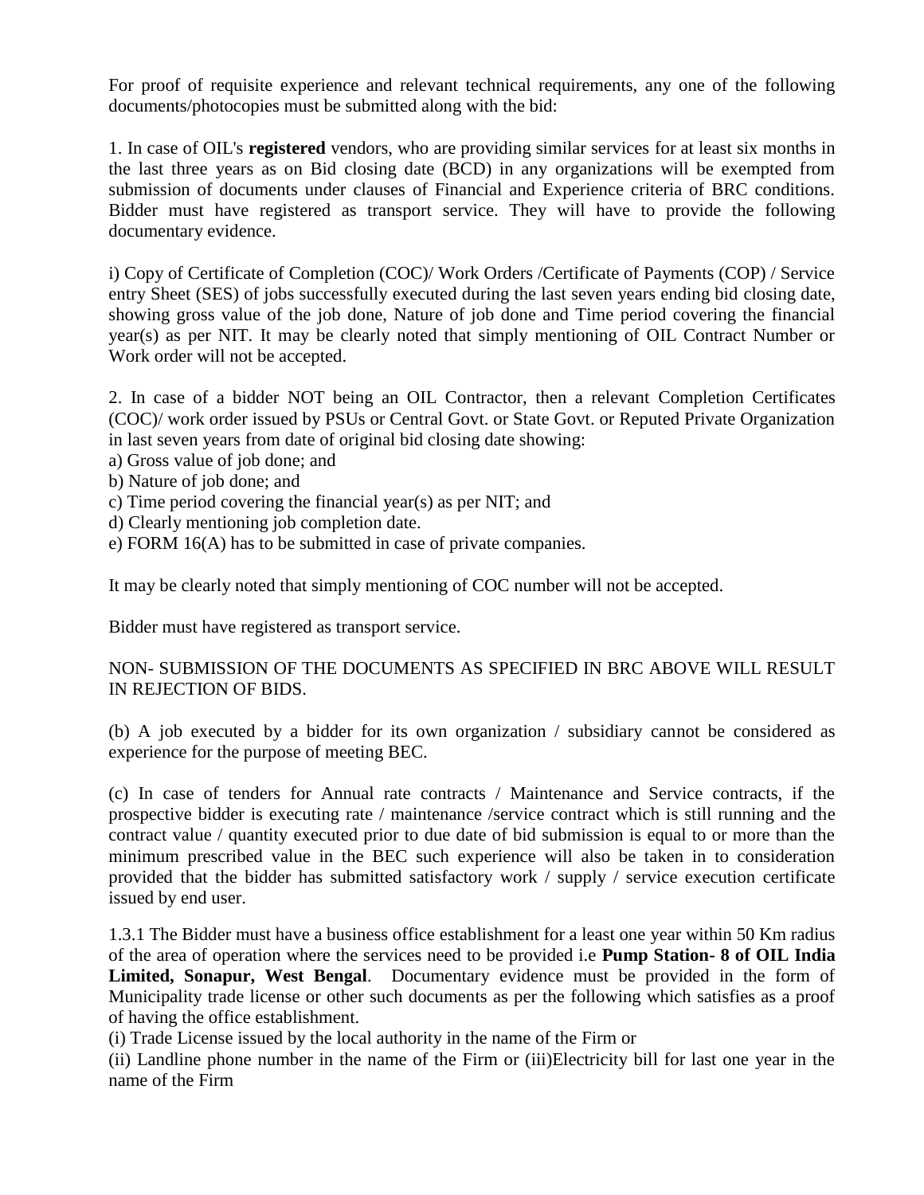For proof of requisite experience and relevant technical requirements, any one of the following documents/photocopies must be submitted along with the bid:

1. In case of OIL's **registered** vendors, who are providing similar services for at least six months in the last three years as on Bid closing date (BCD) in any organizations will be exempted from submission of documents under clauses of Financial and Experience criteria of BRC conditions. Bidder must have registered as transport service. They will have to provide the following documentary evidence.

i) Copy of Certificate of Completion (COC)/ Work Orders /Certificate of Payments (COP) / Service entry Sheet (SES) of jobs successfully executed during the last seven years ending bid closing date, showing gross value of the job done, Nature of job done and Time period covering the financial year(s) as per NIT. It may be clearly noted that simply mentioning of OIL Contract Number or Work order will not be accepted.

2. In case of a bidder NOT being an OIL Contractor, then a relevant Completion Certificates (COC)/ work order issued by PSUs or Central Govt. or State Govt. or Reputed Private Organization in last seven years from date of original bid closing date showing:

a) Gross value of job done; and
b) Nature of job done; and
c) Time period covering the financial year(s) as per NIT; and
d) Clearly mentioning job completion date.
e) FORM 16(A) has to be submitted in case of private companies.

It may be clearly noted that simply mentioning of COC number will not be accepted.

Bidder must have registered as transport service.

NON- SUBMISSION OF THE DOCUMENTS AS SPECIFIED IN BRC ABOVE WILL RESULT IN REJECTION OF BIDS.

(b) A job executed by a bidder for its own organization / subsidiary cannot be considered as experience for the purpose of meeting BEC.

(c) In case of tenders for Annual rate contracts / Maintenance and Service contracts, if the prospective bidder is executing rate / maintenance /service contract which is still running and the contract value / quantity executed prior to due date of bid submission is equal to or more than the minimum prescribed value in the BEC such experience will also be taken in to consideration provided that the bidder has submitted satisfactory work / supply / service execution certificate issued by end user.

1.3.1 The Bidder must have a business office establishment for a least one year within 50 Km radius of the area of operation where the services need to be provided i.e **Pump Station- 8 of OIL India Limited, Sonapur, West Bengal**. Documentary evidence must be provided in the form of Municipality trade license or other such documents as per the following which satisfies as a proof of having the office establishment.

(i) Trade License issued by the local authority in the name of the Firm or

(ii) Landline phone number in the name of the Firm or (iii)Electricity bill for last one year in the name of the Firm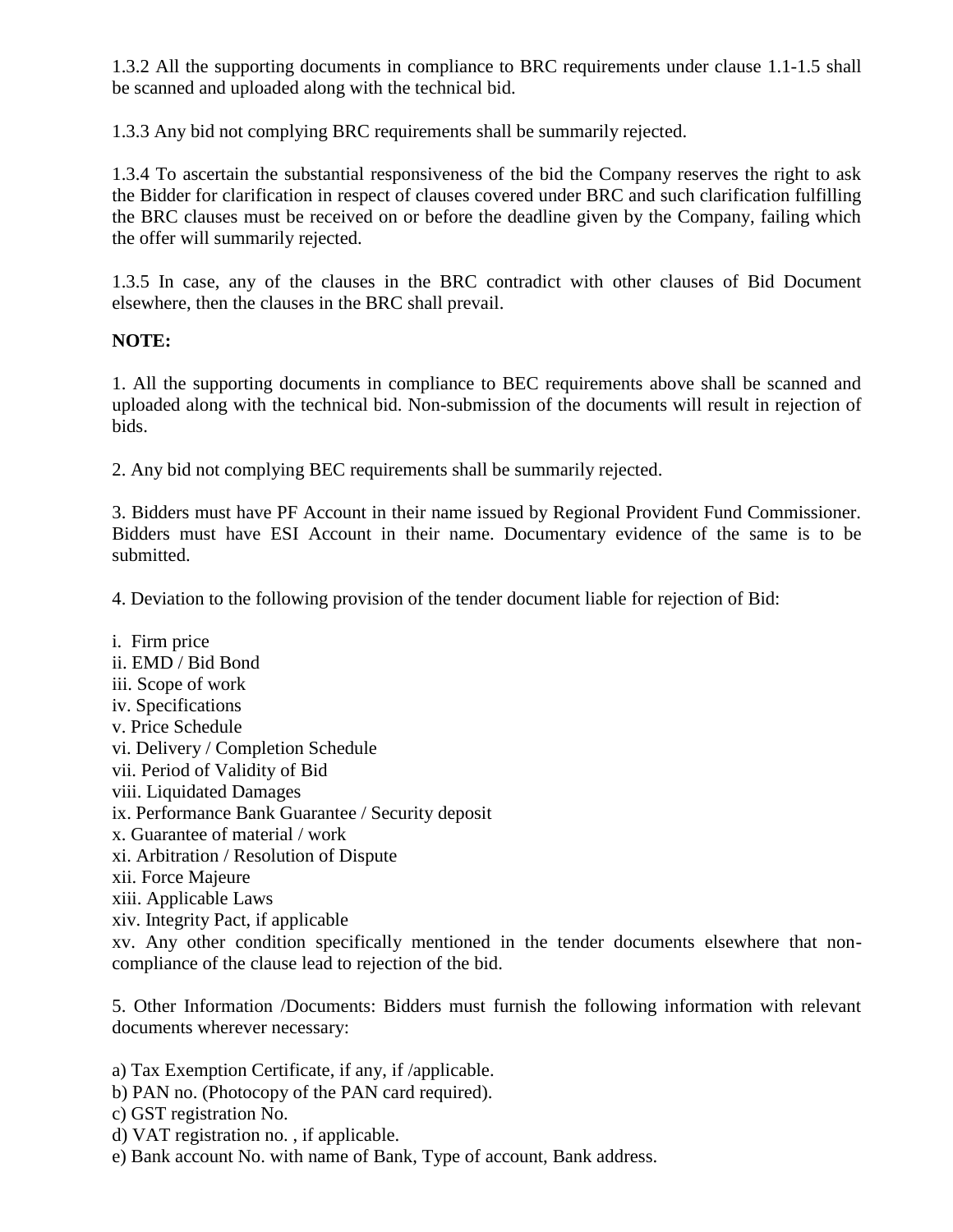1.3.2 All the supporting documents in compliance to BRC requirements under clause 1.1-1.5 shall be scanned and uploaded along with the technical bid.

1.3.3 Any bid not complying BRC requirements shall be summarily rejected.

1.3.4 To ascertain the substantial responsiveness of the bid the Company reserves the right to ask the Bidder for clarification in respect of clauses covered under BRC and such clarification fulfilling the BRC clauses must be received on or before the deadline given by the Company, failing which the offer will summarily rejected.

1.3.5 In case, any of the clauses in the BRC contradict with other clauses of Bid Document elsewhere, then the clauses in the BRC shall prevail.

**NOTE:**

1. All the supporting documents in compliance to BEC requirements above shall be scanned and uploaded along with the technical bid. Non-submission of the documents will result in rejection of bids.

2. Any bid not complying BEC requirements shall be summarily rejected.

3. Bidders must have PF Account in their name issued by Regional Provident Fund Commissioner. Bidders must have ESI Account in their name. Documentary evidence of the same is to be submitted.

4. Deviation to the following provision of the tender document liable for rejection of Bid:

i. Firm price
ii. EMD / Bid Bond
iii. Scope of work
iv. Specifications
v. Price Schedule
vi. Delivery / Completion Schedule
vii. Period of Validity of Bid
viii. Liquidated Damages
ix. Performance Bank Guarantee / Security deposit
x. Guarantee of material / work
xi. Arbitration / Resolution of Dispute
xii. Force Majeure
xiii. Applicable Laws
xiv. Integrity Pact, if applicable
xv. Any other condition specifically mentioned in the tender documents elsewhere that non-compliance of the clause lead to rejection of the bid.

5. Other Information /Documents: Bidders must furnish the following information with relevant documents wherever necessary:

a) Tax Exemption Certificate, if any, if /applicable.
b) PAN no. (Photocopy of the PAN card required).
c) GST registration No.
d) VAT registration no. , if applicable.
e) Bank account No. with name of Bank, Type of account, Bank address.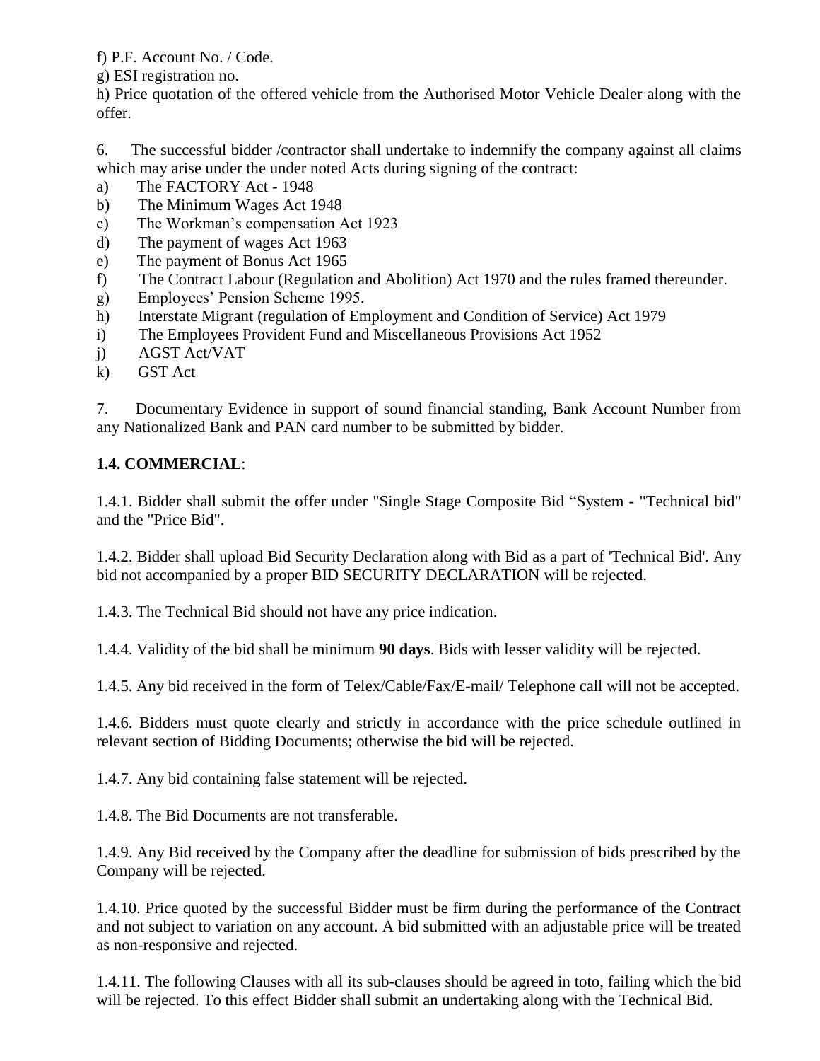f) P.F. Account No. / Code.

g) ESI registration no.

h) Price quotation of the offered vehicle from the Authorised Motor Vehicle Dealer along with the offer.

6. The successful bidder /contractor shall undertake to indemnify the company against all claims which may arise under the under noted Acts during signing of the contract:

a) The FACTORY Act - 1948
b) The Minimum Wages Act 1948
c) The Workman's compensation Act 1923
d) The payment of wages Act 1963
e) The payment of Bonus Act 1965
f) The Contract Labour (Regulation and Abolition) Act 1970 and the rules framed thereunder.
g) Employees' Pension Scheme 1995.
h) Interstate Migrant (regulation of Employment and Condition of Service) Act 1979
i) The Employees Provident Fund and Miscellaneous Provisions Act 1952
j) AGST Act/VAT
k) GST Act

7. Documentary Evidence in support of sound financial standing, Bank Account Number from any Nationalized Bank and PAN card number to be submitted by bidder.

**1.4. COMMERCIAL**:

1.4.1. Bidder shall submit the offer under "Single Stage Composite Bid "System - "Technical bid" and the "Price Bid".

1.4.2. Bidder shall upload Bid Security Declaration along with Bid as a part of 'Technical Bid'. Any bid not accompanied by a proper BID SECURITY DECLARATION will be rejected.

1.4.3. The Technical Bid should not have any price indication.

1.4.4. Validity of the bid shall be minimum **90 days**. Bids with lesser validity will be rejected.

1.4.5. Any bid received in the form of Telex/Cable/Fax/E-mail/ Telephone call will not be accepted.

1.4.6. Bidders must quote clearly and strictly in accordance with the price schedule outlined in relevant section of Bidding Documents; otherwise the bid will be rejected.

1.4.7. Any bid containing false statement will be rejected.

1.4.8. The Bid Documents are not transferable.

1.4.9. Any Bid received by the Company after the deadline for submission of bids prescribed by the Company will be rejected.

1.4.10. Price quoted by the successful Bidder must be firm during the performance of the Contract and not subject to variation on any account. A bid submitted with an adjustable price will be treated as non-responsive and rejected.

1.4.11. The following Clauses with all its sub-clauses should be agreed in toto, failing which the bid will be rejected. To this effect Bidder shall submit an undertaking along with the Technical Bid.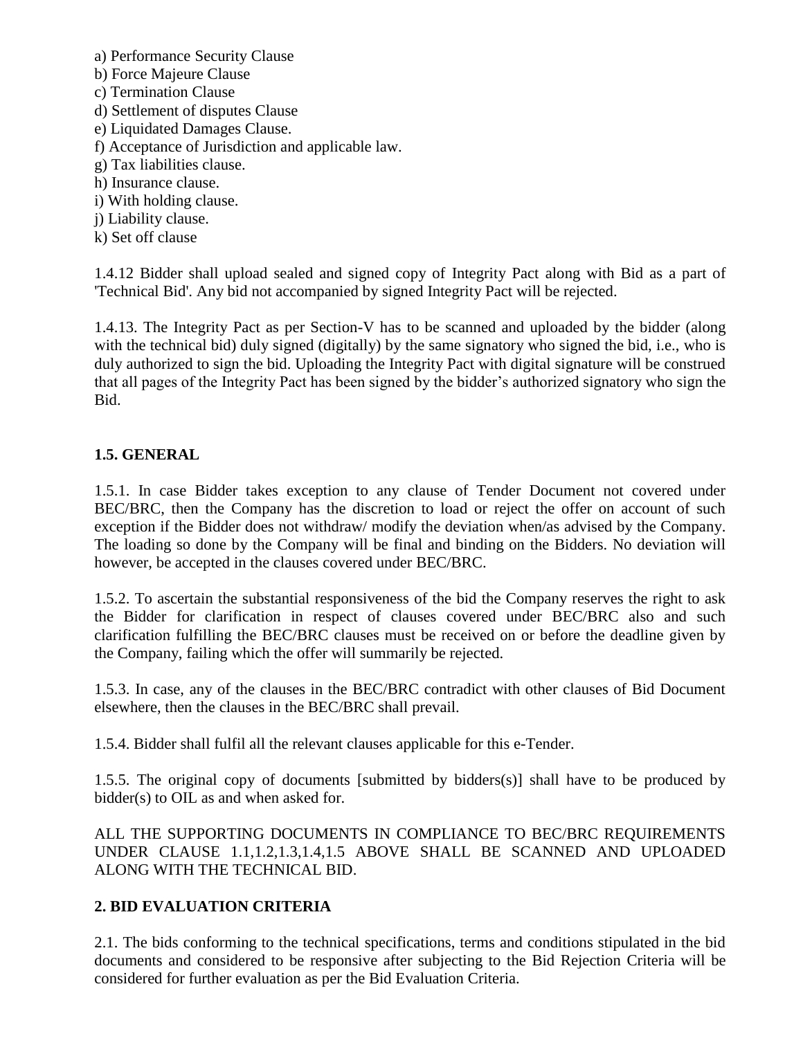a) Performance Security Clause
b) Force Majeure Clause
c) Termination Clause
d) Settlement of disputes Clause
e) Liquidated Damages Clause.
f) Acceptance of Jurisdiction and applicable law.
g) Tax liabilities clause.
h) Insurance clause.
i) With holding clause.
j) Liability clause.
k) Set off clause

1.4.12 Bidder shall upload sealed and signed copy of Integrity Pact along with Bid as a part of 'Technical Bid'. Any bid not accompanied by signed Integrity Pact will be rejected.

1.4.13. The Integrity Pact as per Section-V has to be scanned and uploaded by the bidder (along with the technical bid) duly signed (digitally) by the same signatory who signed the bid, i.e., who is duly authorized to sign the bid. Uploading the Integrity Pact with digital signature will be construed that all pages of the Integrity Pact has been signed by the bidder's authorized signatory who sign the Bid.

## 1.5. GENERAL

1.5.1. In case Bidder takes exception to any clause of Tender Document not covered under BEC/BRC, then the Company has the discretion to load or reject the offer on account of such exception if the Bidder does not withdraw/ modify the deviation when/as advised by the Company. The loading so done by the Company will be final and binding on the Bidders. No deviation will however, be accepted in the clauses covered under BEC/BRC.

1.5.2. To ascertain the substantial responsiveness of the bid the Company reserves the right to ask the Bidder for clarification in respect of clauses covered under BEC/BRC also and such clarification fulfilling the BEC/BRC clauses must be received on or before the deadline given by the Company, failing which the offer will summarily be rejected.

1.5.3. In case, any of the clauses in the BEC/BRC contradict with other clauses of Bid Document elsewhere, then the clauses in the BEC/BRC shall prevail.

1.5.4. Bidder shall fulfil all the relevant clauses applicable for this e-Tender.

1.5.5. The original copy of documents [submitted by bidders(s)] shall have to be produced by bidder(s) to OIL as and when asked for.

ALL THE SUPPORTING DOCUMENTS IN COMPLIANCE TO BEC/BRC REQUIREMENTS UNDER CLAUSE 1.1,1.2,1.3,1.4,1.5 ABOVE SHALL BE SCANNED AND UPLOADED ALONG WITH THE TECHNICAL BID.

## 2. BID EVALUATION CRITERIA

2.1. The bids conforming to the technical specifications, terms and conditions stipulated in the bid documents and considered to be responsive after subjecting to the Bid Rejection Criteria will be considered for further evaluation as per the Bid Evaluation Criteria.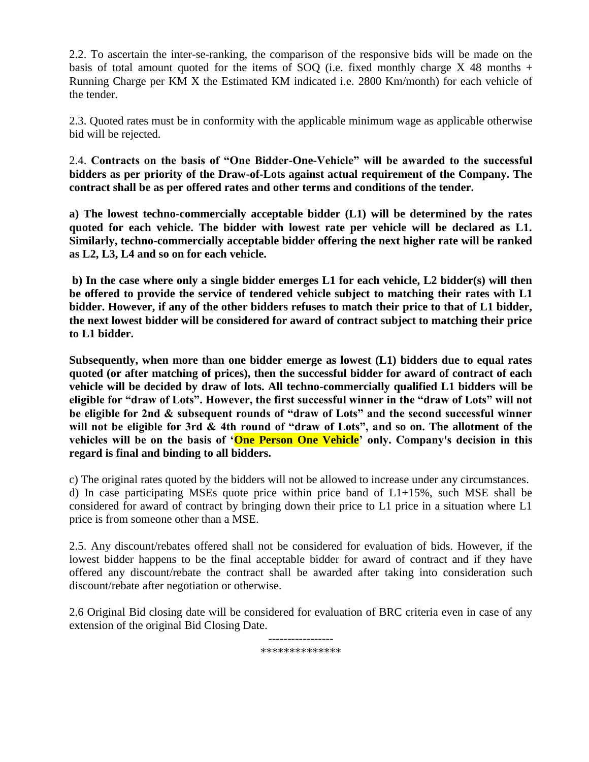2.2. To ascertain the inter-se-ranking, the comparison of the responsive bids will be made on the basis of total amount quoted for the items of SOQ (i.e. fixed monthly charge X 48 months + Running Charge per KM X the Estimated KM indicated i.e. 2800 Km/month) for each vehicle of the tender.

2.3. Quoted rates must be in conformity with the applicable minimum wage as applicable otherwise bid will be rejected.

2.4. **Contracts on the basis of "One Bidder-One-Vehicle" will be awarded to the successful bidders as per priority of the Draw-of-Lots against actual requirement of the Company. The contract shall be as per offered rates and other terms and conditions of the tender.**

**a) The lowest techno-commercially acceptable bidder (L1) will be determined by the rates quoted for each vehicle. The bidder with lowest rate per vehicle will be declared as L1. Similarly, techno-commercially acceptable bidder offering the next higher rate will be ranked as L2, L3, L4 and so on for each vehicle.**

**b) In the case where only a single bidder emerges L1 for each vehicle, L2 bidder(s) will then be offered to provide the service of tendered vehicle subject to matching their rates with L1 bidder. However, if any of the other bidders refuses to match their price to that of L1 bidder, the next lowest bidder will be considered for award of contract subject to matching their price to L1 bidder.**

**Subsequently, when more than one bidder emerge as lowest (L1) bidders due to equal rates quoted (or after matching of prices), then the successful bidder for award of contract of each vehicle will be decided by draw of lots. All techno-commercially qualified L1 bidders will be eligible for "draw of Lots". However, the first successful winner in the "draw of Lots" will not be eligible for 2nd & subsequent rounds of "draw of Lots" and the second successful winner will not be eligible for 3rd & 4th round of "draw of Lots", and so on. The allotment of the vehicles will be on the basis of 'One Person One Vehicle' only. Company's decision in this regard is final and binding to all bidders.**

c) The original rates quoted by the bidders will not be allowed to increase under any circumstances.

d) In case participating MSEs quote price within price band of L1+15%, such MSE shall be considered for award of contract by bringing down their price to L1 price in a situation where L1 price is from someone other than a MSE.

2.5. Any discount/rebates offered shall not be considered for evaluation of bids. However, if the lowest bidder happens to be the final acceptable bidder for award of contract and if they have offered any discount/rebate the contract shall be awarded after taking into consideration such discount/rebate after negotiation or otherwise.

2.6 Original Bid closing date will be considered for evaluation of BRC criteria even in case of any extension of the original Bid Closing Date.

-----------------

**************